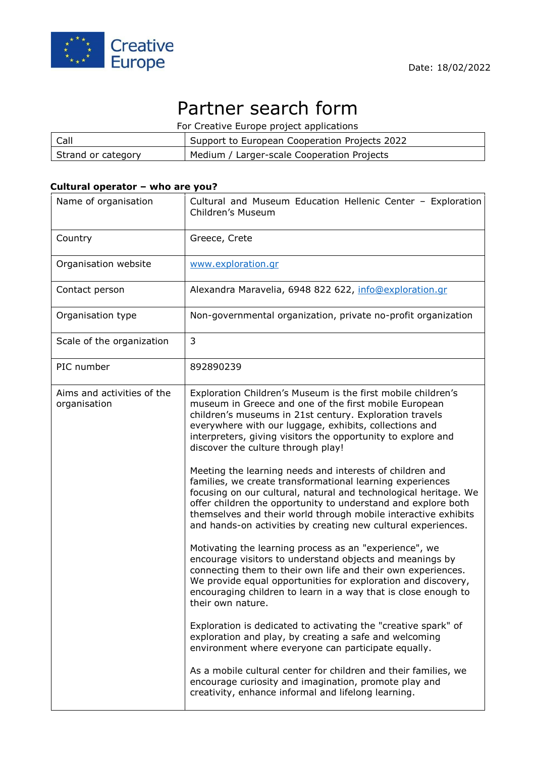Creative Europe

Date: 18/02/2022

# Partner search form

For Creative Europe project applications

| Call | Support to European Cooperation Projects 2022 |
|---|---|
| Strand or category | Medium / Larger-scale Cooperation Projects |

**Cultural operator – who are you?**

| Name of organisation | Cultural and Museum Education Hellenic Center – Exploration Children's Museum |
|---|---|
| Country | Greece, Crete |
| Organisation website | [www.exploration.gr](www.exploration.gr) |
| Contact person | Alexandra Maravelia, 6948 822 622, [info@exploration.gr](mailto:info@exploration.gr) |
| Organisation type | Non-governmental organization, private no-profit organization |
| Scale of the organization | 3 |
| PIC number | 892890239 |
| Aims and activities of the organisation | Exploration Children's Museum is the first mobile children's museum in Greece and one of the first mobile European children's museums in 21st century. Exploration travels everywhere with our luggage, exhibits, collections and interpreters, giving visitors the opportunity to explore and discover the culture through play!<br><br>Meeting the learning needs and interests of children and families, we create transformational learning experiences focusing on our cultural, natural and technological heritage. We offer children the opportunity to understand and explore both themselves and their world through mobile interactive exhibits and hands-on activities by creating new cultural experiences.<br><br>Motivating the learning process as an "experience", we encourage visitors to understand objects and meanings by connecting them to their own life and their own experiences. We provide equal opportunities for exploration and discovery, encouraging children to learn in a way that is close enough to their own nature.<br><br>Exploration is dedicated to activating the "creative spark" of exploration and play, by creating a safe and welcoming environment where everyone can participate equally.<br><br>As a mobile cultural center for children and their families, we encourage curiosity and imagination, promote play and creativity, enhance informal and lifelong learning. |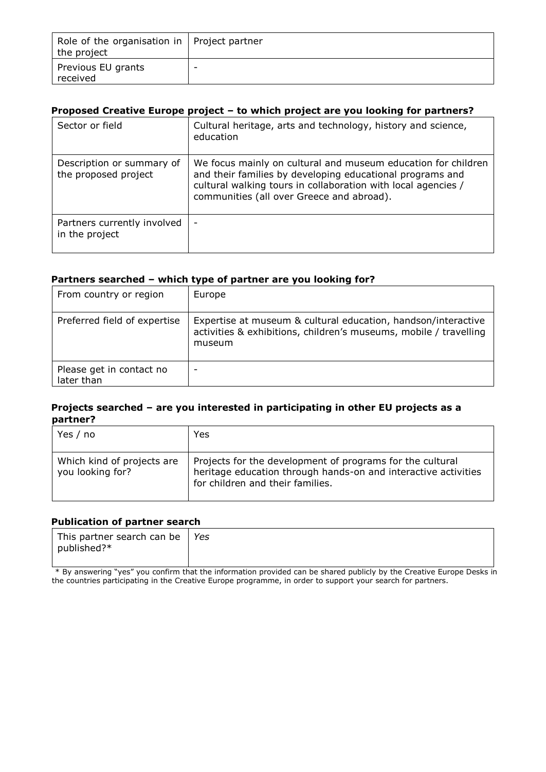| | |
|---|---|
| Role of the organisation in the project | Project partner |
| Previous EU grants received | - |

### Proposed Creative Europe project – to which project are you looking for partners?

| | |
|---|---|
| Sector or field | Cultural heritage, arts and technology, history and science, education |
| Description or summary of the proposed project | We focus mainly on cultural and museum education for children and their families by developing educational programs and cultural walking tours in collaboration with local agencies / communities (all over Greece and abroad). |
| Partners currently involved in the project | - |

### Partners searched – which type of partner are you looking for?

| | |
|---|---|
| From country or region | Europe |
| Preferred field of expertise | Expertise at museum & cultural education, handson/interactive activities & exhibitions, children's museums, mobile / travelling museum |
| Please get in contact no later than | - |

### Projects searched – are you interested in participating in other EU projects as a partner?

| | |
|---|---|
| Yes / no | Yes |
| Which kind of projects are you looking for? | Projects for the development of programs for the cultural heritage education through hands-on and interactive activities for children and their families. |

### Publication of partner search

| | |
|---|---|
| This partner search can be published?* | *Yes* |

* By answering "yes" you confirm that the information provided can be shared publicly by the Creative Europe Desks in the countries participating in the Creative Europe programme, in order to support your search for partners.